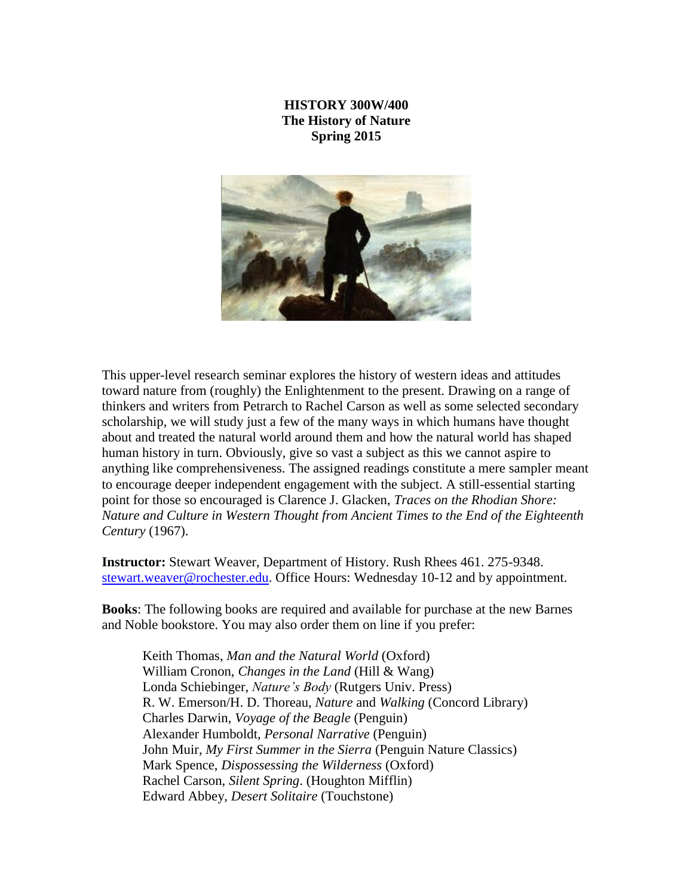**HISTORY 300W/400**
**The History of Nature**
**Spring 2015**

This upper-level research seminar explores the history of western ideas and attitudes toward nature from (roughly) the Enlightenment to the present. Drawing on a range of thinkers and writers from Petrarch to Rachel Carson as well as some selected secondary scholarship, we will study just a few of the many ways in which humans have thought about and treated the natural world around them and how the natural world has shaped human history in turn. Obviously, give so vast a subject as this we cannot aspire to anything like comprehensiveness. The assigned readings constitute a mere sampler meant to encourage deeper independent engagement with the subject. A still-essential starting point for those so encouraged is Clarence J. Glacken, *Traces on the Rhodian Shore: Nature and Culture in Western Thought from Ancient Times to the End of the Eighteenth Century* (1967).

**Instructor:** Stewart Weaver, Department of History. Rush Rhees 461. 275-9348. stewart.weaver@rochester.edu. Office Hours: Wednesday 10-12 and by appointment.

**Books**: The following books are required and available for purchase at the new Barnes and Noble bookstore. You may also order them on line if you prefer:

- Keith Thomas, *Man and the Natural World* (Oxford)
- William Cronon, *Changes in the Land* (Hill & Wang)
- Londa Schiebinger, *Nature's Body* (Rutgers Univ. Press)
- R. W. Emerson/H. D. Thoreau, *Nature* and *Walking* (Concord Library)
- Charles Darwin, *Voyage of the Beagle* (Penguin)
- Alexander Humboldt, *Personal Narrative* (Penguin)
- John Muir, *My First Summer in the Sierra* (Penguin Nature Classics)
- Mark Spence, *Dispossessing the Wilderness* (Oxford)
- Rachel Carson, *Silent Spring*. (Houghton Mifflin)
- Edward Abbey, *Desert Solitaire* (Touchstone)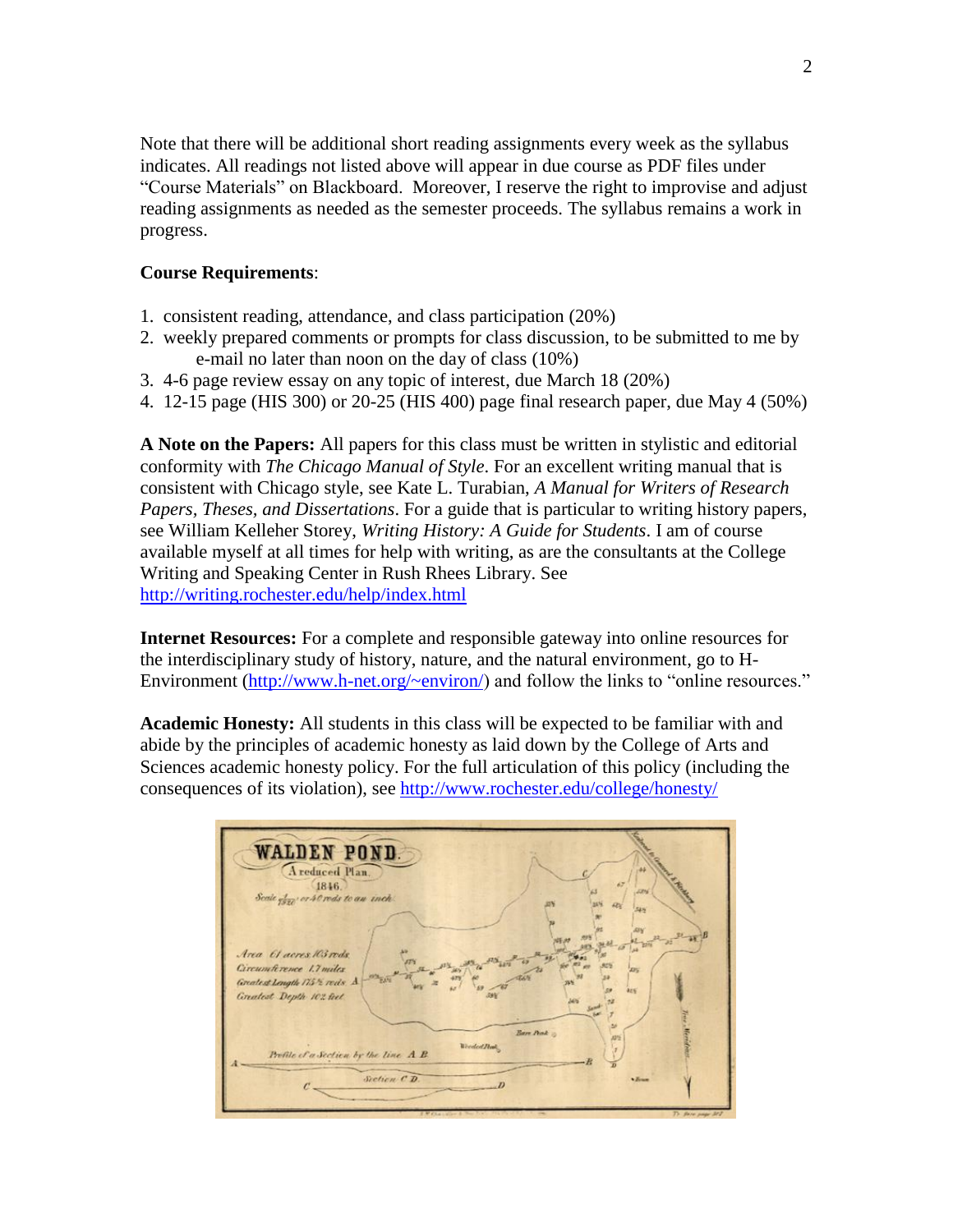Note that there will be additional short reading assignments every week as the syllabus indicates. All readings not listed above will appear in due course as PDF files under "Course Materials" on Blackboard. Moreover, I reserve the right to improvise and adjust reading assignments as needed as the semester proceeds. The syllabus remains a work in progress.

**Course Requirements**:

1. consistent reading, attendance, and class participation (20%)
2. weekly prepared comments or prompts for class discussion, to be submitted to me by e-mail no later than noon on the day of class (10%)
3. 4-6 page review essay on any topic of interest, due March 18 (20%)
4. 12-15 page (HIS 300) or 20-25 (HIS 400) page final research paper, due May 4 (50%)

**A Note on the Papers:** All papers for this class must be written in stylistic and editorial conformity with *The Chicago Manual of Style*. For an excellent writing manual that is consistent with Chicago style, see Kate L. Turabian, *A Manual for Writers of Research Papers, Theses, and Dissertations*. For a guide that is particular to writing history papers, see William Kelleher Storey, *Writing History: A Guide for Students*. I am of course available myself at all times for help with writing, as are the consultants at the College Writing and Speaking Center in Rush Rhees Library. See http://writing.rochester.edu/help/index.html

**Internet Resources:** For a complete and responsible gateway into online resources for the interdisciplinary study of history, nature, and the natural environment, go to H-Environment (http://www.h-net.org/~environ/) and follow the links to "online resources."

**Academic Honesty:** All students in this class will be expected to be familiar with and abide by the principles of academic honesty as laid down by the College of Arts and Sciences academic honesty policy. For the full articulation of this policy (including the consequences of its violation), see http://www.rochester.edu/college/honesty/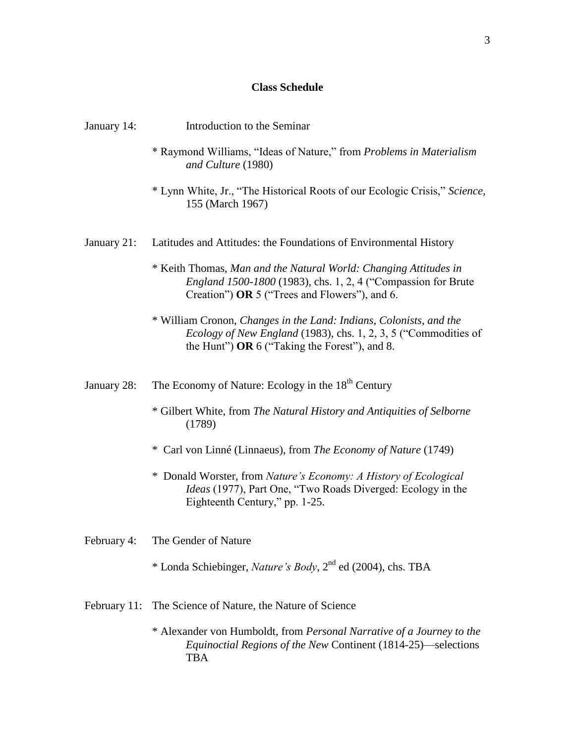## Class Schedule

January 14: Introduction to the Seminar

* Raymond Williams, "Ideas of Nature," from *Problems in Materialism and Culture* (1980)

* Lynn White, Jr., "The Historical Roots of our Ecologic Crisis," *Science,* 155 (March 1967)

January 21: Latitudes and Attitudes: the Foundations of Environmental History

* Keith Thomas, *Man and the Natural World: Changing Attitudes in England 1500-1800* (1983), chs. 1, 2, 4 ("Compassion for Brute Creation") **OR** 5 ("Trees and Flowers"), and 6.

* William Cronon, *Changes in the Land: Indians, Colonists, and the Ecology of New England* (1983), chs. 1, 2, 3, 5 ("Commodities of the Hunt") **OR** 6 ("Taking the Forest"), and 8.

January 28: The Economy of Nature: Ecology in the 18th Century

* Gilbert White, from *The Natural History and Antiquities of Selborne* (1789)

* Carl von Linné (Linnaeus), from *The Economy of Nature* (1749)

* Donald Worster, from *Nature's Economy: A History of Ecological Ideas* (1977), Part One, "Two Roads Diverged: Ecology in the Eighteenth Century," pp. 1-25.

February 4: The Gender of Nature

* Londa Schiebinger, *Nature's Body*, 2nd ed (2004), chs. TBA

February 11: The Science of Nature, the Nature of Science

* Alexander von Humboldt, from *Personal Narrative of a Journey to the Equinoctial Regions of the New* Continent (1814-25)—selections TBA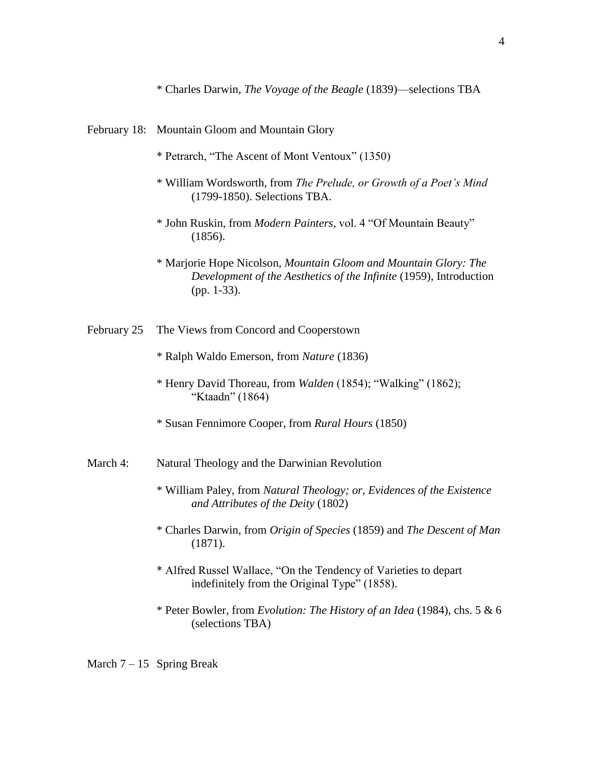* Charles Darwin, *The Voyage of the Beagle* (1839)—selections TBA

February 18: Mountain Gloom and Mountain Glory

* Petrarch, "The Ascent of Mont Ventoux" (1350)

* William Wordsworth, from *The Prelude, or Growth of a Poet's Mind* (1799-1850). Selections TBA.

* John Ruskin, from *Modern Painters*, vol. 4 "Of Mountain Beauty" (1856).

* Marjorie Hope Nicolson, *Mountain Gloom and Mountain Glory: The Development of the Aesthetics of the Infinite* (1959), Introduction (pp. 1-33).

February 25 The Views from Concord and Cooperstown

* Ralph Waldo Emerson, from *Nature* (1836)

* Henry David Thoreau, from *Walden* (1854); "Walking" (1862); "Ktaadn" (1864)

* Susan Fennimore Cooper, from *Rural Hours* (1850)

March 4: Natural Theology and the Darwinian Revolution

* William Paley, from *Natural Theology; or, Evidences of the Existence and Attributes of the Deity* (1802)

* Charles Darwin, from *Origin of Species* (1859) and *The Descent of Man* (1871).

* Alfred Russel Wallace, "On the Tendency of Varieties to depart indefinitely from the Original Type" (1858).

* Peter Bowler, from *Evolution: The History of an Idea* (1984), chs. 5 & 6 (selections TBA)

March 7 – 15 Spring Break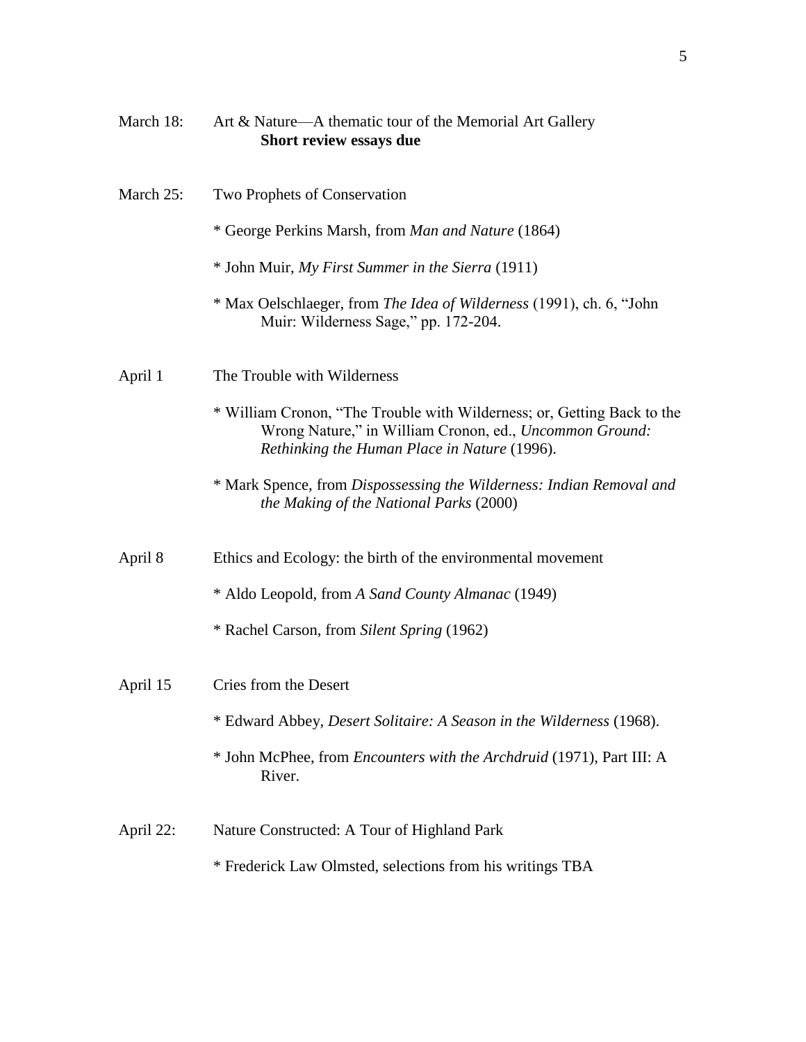March 18: Art & Nature—A thematic tour of the Memorial Art Gallery
**Short review essays due**

March 25: Two Prophets of Conservation

* George Perkins Marsh, from *Man and Nature* (1864)

* John Muir, *My First Summer in the Sierra* (1911)

* Max Oelschlaeger, from *The Idea of Wilderness* (1991), ch. 6, "John Muir: Wilderness Sage," pp. 172-204.

April 1 The Trouble with Wilderness

* William Cronon, "The Trouble with Wilderness; or, Getting Back to the Wrong Nature," in William Cronon, ed., *Uncommon Ground: Rethinking the Human Place in Nature* (1996).

* Mark Spence, from *Dispossessing the Wilderness: Indian Removal and the Making of the National Parks* (2000)

April 8 Ethics and Ecology: the birth of the environmental movement

* Aldo Leopold, from *A Sand County Almanac* (1949)

* Rachel Carson, from *Silent Spring* (1962)

April 15 Cries from the Desert

* Edward Abbey, *Desert Solitaire: A Season in the Wilderness* (1968).

* John McPhee, from *Encounters with the Archdruid* (1971), Part III: A River.

April 22: Nature Constructed: A Tour of Highland Park

* Frederick Law Olmsted, selections from his writings TBA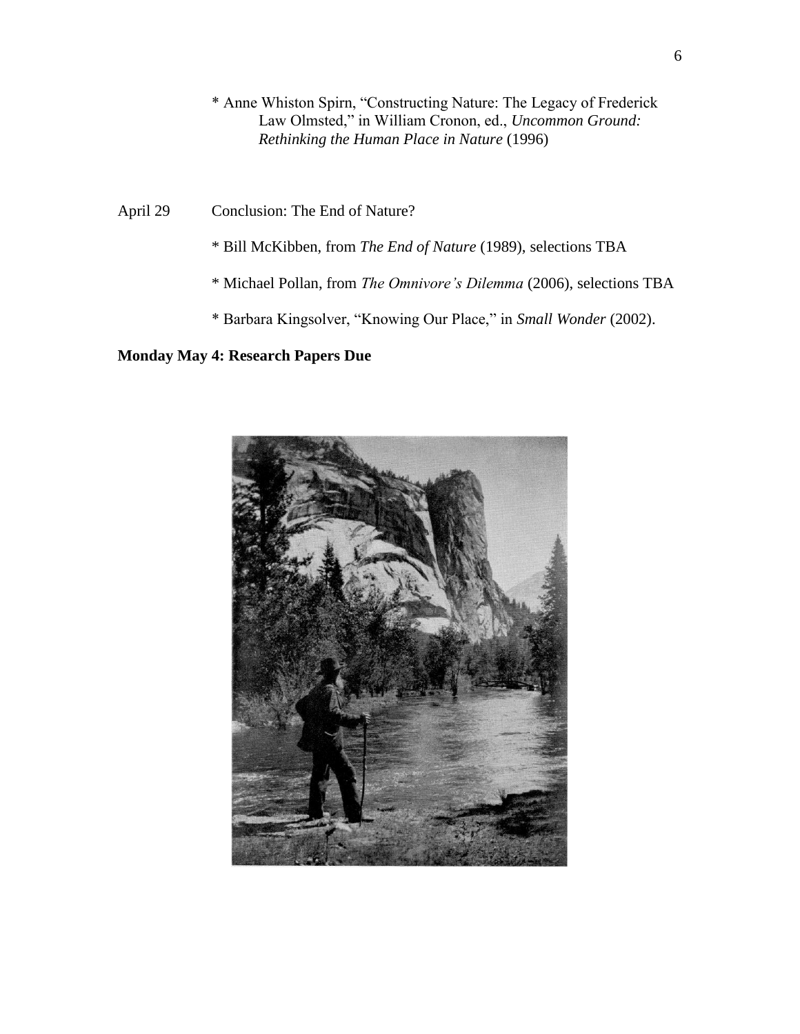* Anne Whiston Spirn, "Constructing Nature: The Legacy of Frederick Law Olmsted," in William Cronon, ed., *Uncommon Ground: Rethinking the Human Place in Nature* (1996)

April 29 Conclusion: The End of Nature?

* Bill McKibben, from *The End of Nature* (1989), selections TBA

* Michael Pollan, from *The Omnivore's Dilemma* (2006), selections TBA

* Barbara Kingsolver, "Knowing Our Place," in *Small Wonder* (2002).

**Monday May 4: Research Papers Due**